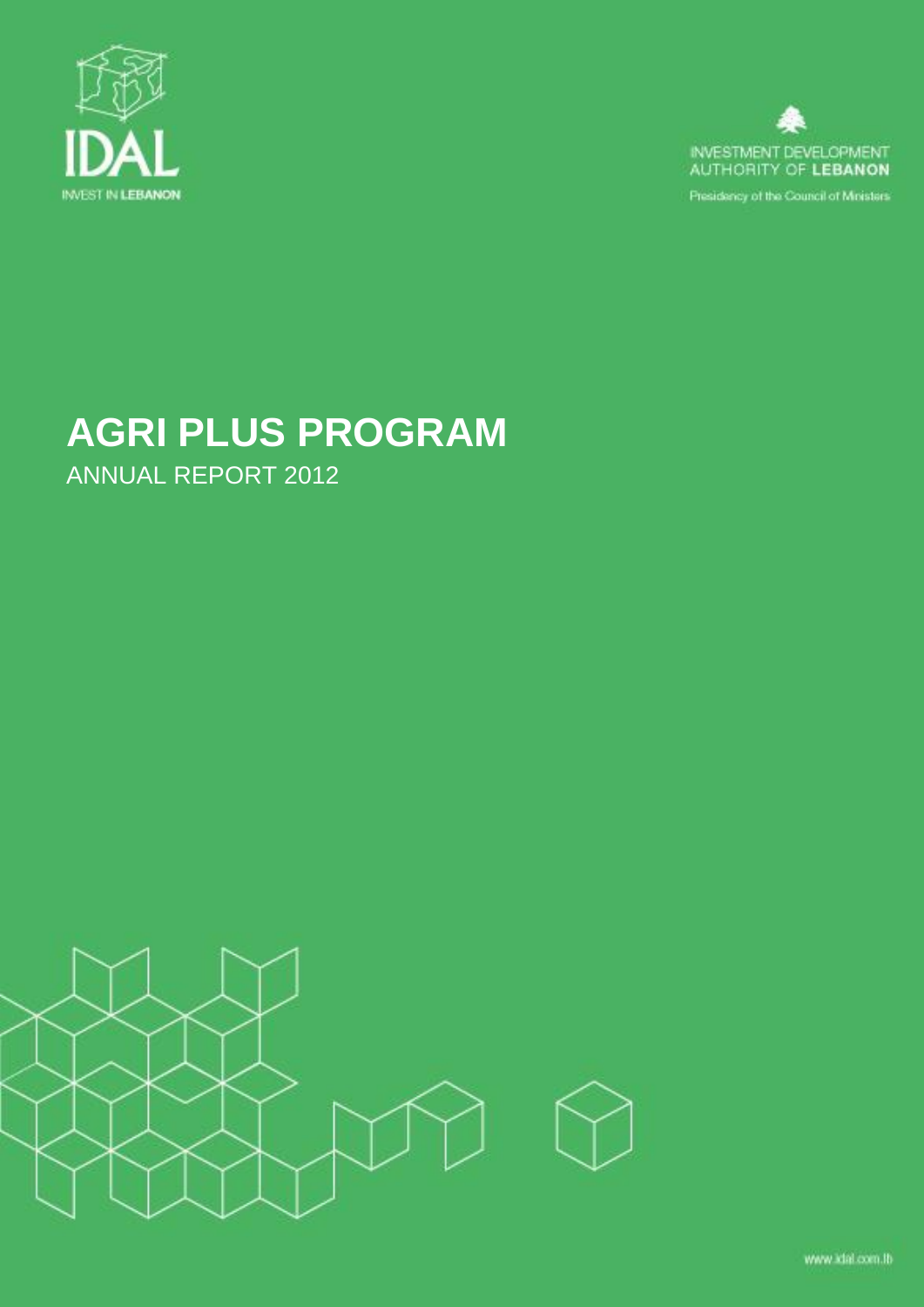IDAL

INVEST IN LEBANON

INVESTMENT DEVELOPMENT AUTHORITY OF LEBANON

Presidency of the Council of Ministers

# AGRI PLUS PROGRAM

ANNUAL REPORT 2012

www.idal.com.lb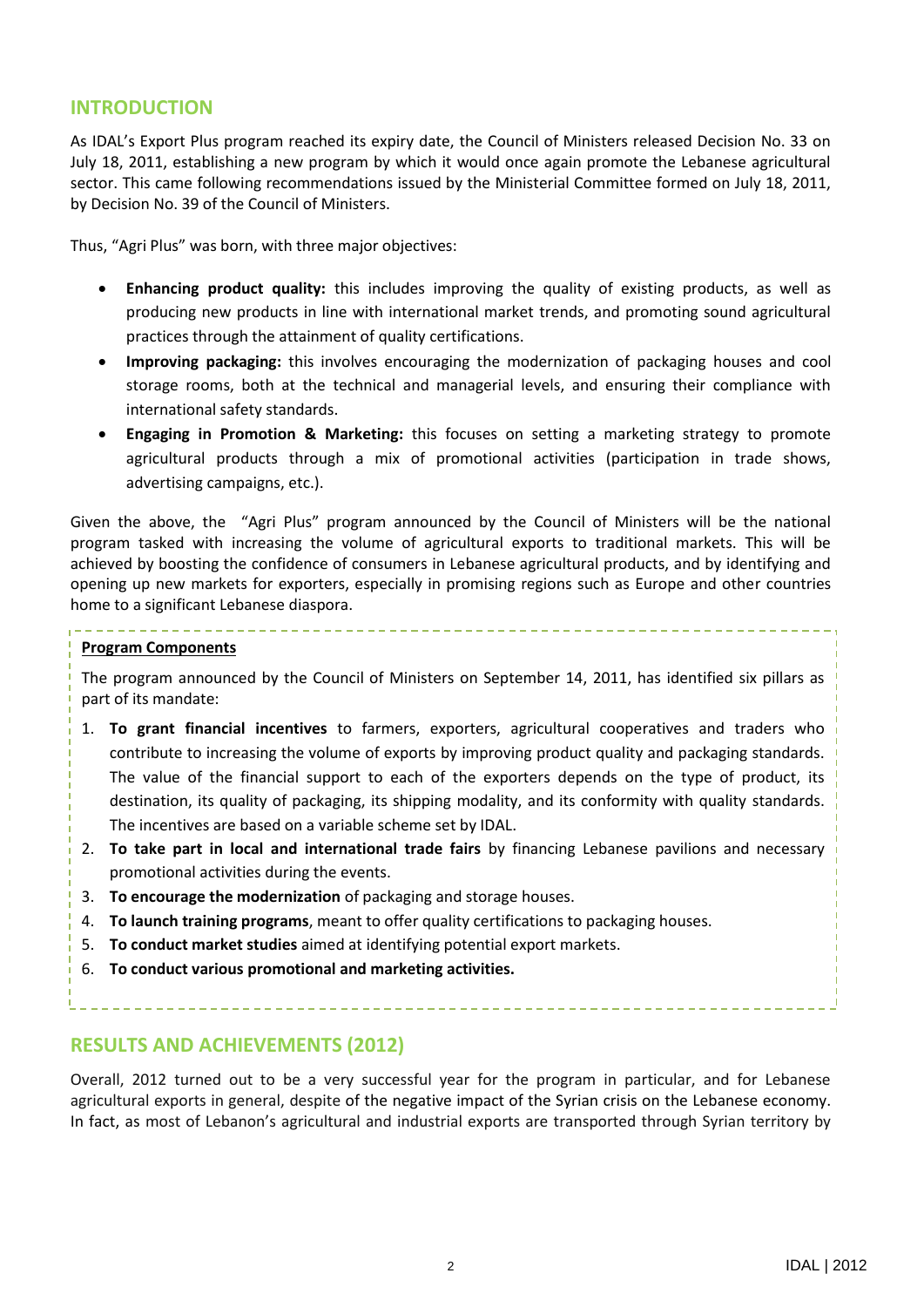## INTRODUCTION

As IDAL's Export Plus program reached its expiry date, the Council of Ministers released Decision No. 33 on July 18, 2011, establishing a new program by which it would once again promote the Lebanese agricultural sector. This came following recommendations issued by the Ministerial Committee formed on July 18, 2011, by Decision No. 39 of the Council of Ministers.

Thus, "Agri Plus" was born, with three major objectives:

- **Enhancing product quality:** this includes improving the quality of existing products, as well as producing new products in line with international market trends, and promoting sound agricultural practices through the attainment of quality certifications.
- **Improving packaging:** this involves encouraging the modernization of packaging houses and cool storage rooms, both at the technical and managerial levels, and ensuring their compliance with international safety standards.
- **Engaging in Promotion & Marketing:** this focuses on setting a marketing strategy to promote agricultural products through a mix of promotional activities (participation in trade shows, advertising campaigns, etc.).

Given the above, the "Agri Plus" program announced by the Council of Ministers will be the national program tasked with increasing the volume of agricultural exports to traditional markets. This will be achieved by boosting the confidence of consumers in Lebanese agricultural products, and by identifying and opening up new markets for exporters, especially in promising regions such as Europe and other countries home to a significant Lebanese diaspora.

**Program Components**

The program announced by the Council of Ministers on September 14, 2011, has identified six pillars as part of its mandate:

1. **To grant financial incentives** to farmers, exporters, agricultural cooperatives and traders who contribute to increasing the volume of exports by improving product quality and packaging standards. The value of the financial support to each of the exporters depends on the type of product, its destination, its quality of packaging, its shipping modality, and its conformity with quality standards. The incentives are based on a variable scheme set by IDAL.
2. **To take part in local and international trade fairs** by financing Lebanese pavilions and necessary promotional activities during the events.
3. **To encourage the modernization** of packaging and storage houses.
4. **To launch training programs**, meant to offer quality certifications to packaging houses.
5. **To conduct market studies** aimed at identifying potential export markets.
6. **To conduct various promotional and marketing activities.**

## RESULTS AND ACHIEVEMENTS (2012)

Overall, 2012 turned out to be a very successful year for the program in particular, and for Lebanese agricultural exports in general, despite of the negative impact of the Syrian crisis on the Lebanese economy. In fact, as most of Lebanon's agricultural and industrial exports are transported through Syrian territory by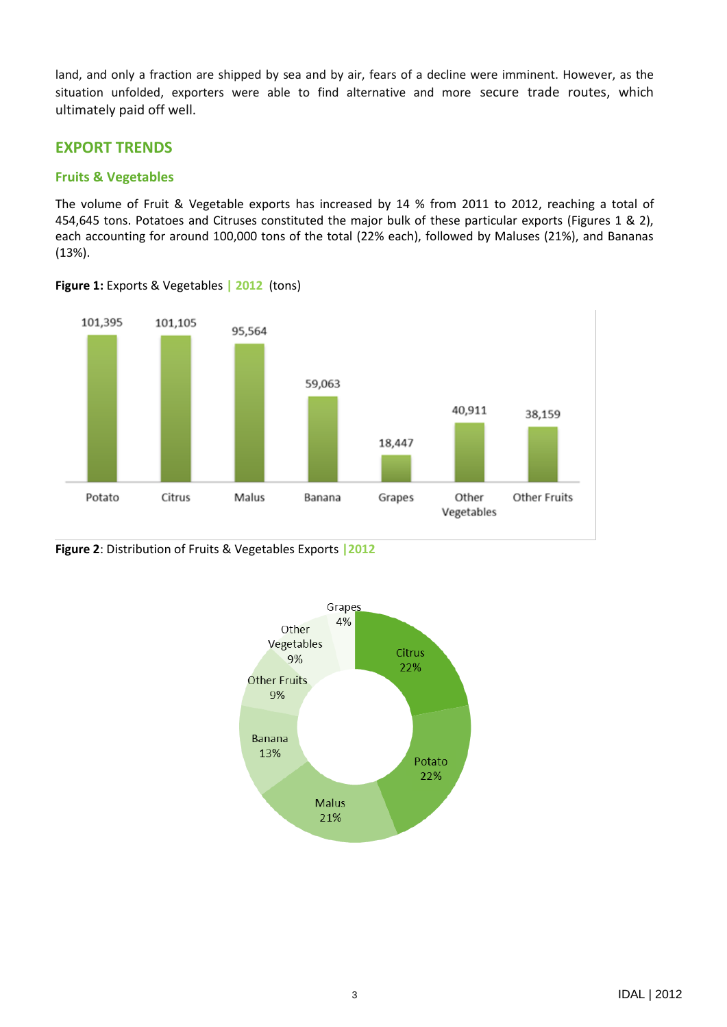land, and only a fraction are shipped by sea and by air, fears of a decline were imminent. However, as the situation unfolded, exporters were able to find alternative and more secure trade routes, which ultimately paid off well.

## EXPORT TRENDS

### Fruits & Vegetables

The volume of Fruit & Vegetable exports has increased by 14 % from 2011 to 2012, reaching a total of 454,645 tons. Potatoes and Citruses constituted the major bulk of these particular exports (Figures 1 & 2), each accounting for around 100,000 tons of the total (22% each), followed by Maluses (21%), and Bananas (13%).

**Figure 1:** Exports & Vegetables | 2012 (tons)

| Potato | Citrus | Malus | Banana | Grapes | Other Vegetables | Other Fruits |
|---|---|---|---|---|---|---|
| 101,395 | 101,105 | 95,564 | 59,063 | 18,447 | 40,911 | 38,159 |

**Figure 2**: Distribution of Fruits & Vegetables Exports | 2012

| Category | Share |
|---|---|
| Citrus | 22% |
| Potato | 22% |
| Malus | 21% |
| Banana | 13% |
| Other Fruits | 9% |
| Other Vegetables | 9% |
| Grapes | 4% |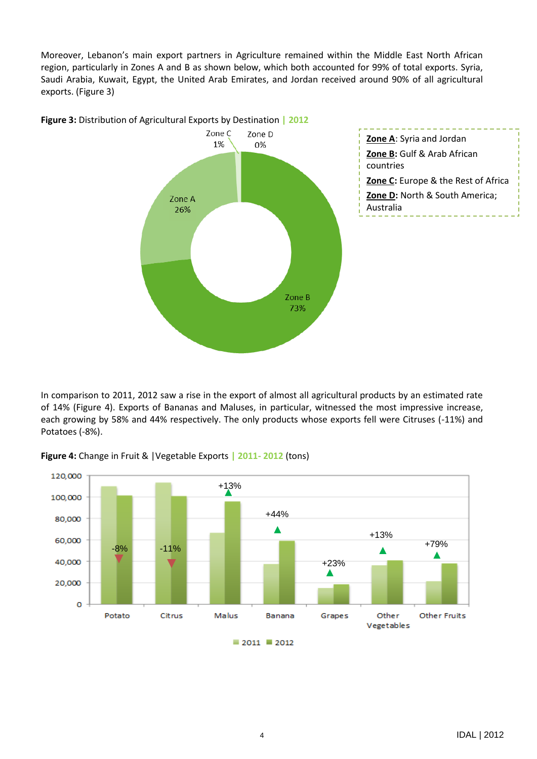Moreover, Lebanon's main export partners in Agriculture remained within the Middle East North African region, particularly in Zones A and B as shown below, which both accounted for 99% of total exports. Syria, Saudi Arabia, Kuwait, Egypt, the United Arab Emirates, and Jordan received around 90% of all agricultural exports. (Figure 3)

**Figure 3:** Distribution of Agricultural Exports by Destination | 2012

Zone C 1%

Zone D 0%

Zone A 26%

Zone B 73%

**Zone A**: Syria and Jordan

**Zone B**: Gulf & Arab African countries

**Zone C**: Europe & the Rest of Africa

**Zone D**: North & South America; Australia

In comparison to 2011, 2012 saw a rise in the export of almost all agricultural products by an estimated rate of 14% (Figure 4). Exports of Bananas and Maluses, in particular, witnessed the most impressive increase, each growing by 58% and 44% respectively. The only products whose exports fell were Citruses (-11%) and Potatoes (-8%).

**Figure 4:** Change in Fruit & |Vegetable Exports | 2011- 2012 (tons)

| | Potato | Citrus | Malus | Banana | Grapes | Other Vegetables | Other Fruits |
|---|---|---|---|---|---|---|---|
| Change | -8% | -11% | +13% | +44% | +23% | +13% | +79% |

Legend: 2011, 2012

Y-axis: 0 – 120,000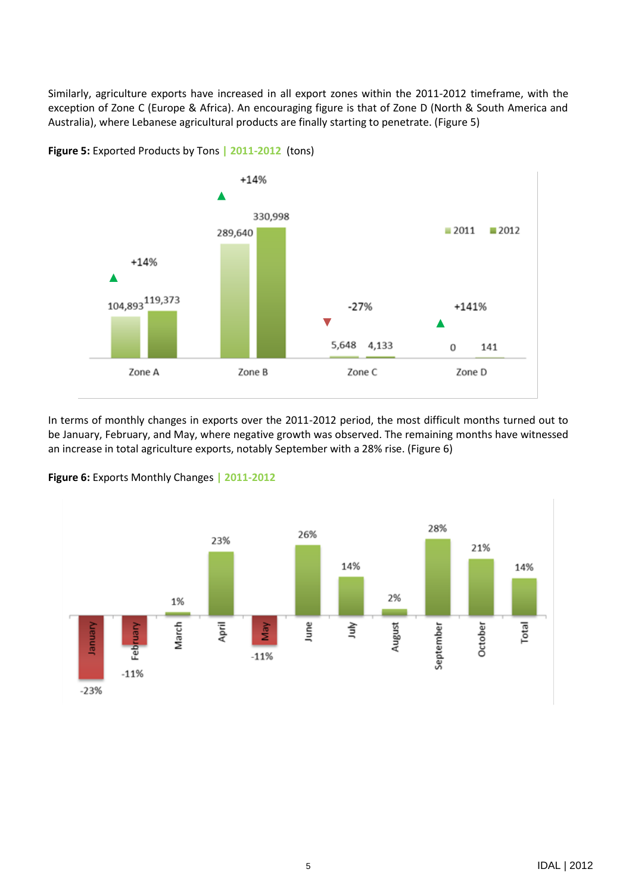Similarly, agriculture exports have increased in all export zones within the 2011-2012 timeframe, with the exception of Zone C (Europe & Africa). An encouraging figure is that of Zone D (North & South America and Australia), where Lebanese agricultural products are finally starting to penetrate. (Figure 5)

**Figure 5:** Exported Products by Tons | 2011-2012 (tons)

| | 2011 | 2012 | Change |
|---|---|---|---|
| Zone A | 104,893 | 119,373 | +14% |
| Zone B | 289,640 | 330,998 | +14% |
| Zone C | 5,648 | 4,133 | -27% |
| Zone D | 0 | 141 | +141% |

In terms of monthly changes in exports over the 2011-2012 period, the most difficult months turned out to be January, February, and May, where negative growth was observed. The remaining months have witnessed an increase in total agriculture exports, notably September with a 28% rise. (Figure 6)

**Figure 6:** Exports Monthly Changes | 2011-2012

| Month | Change |
|---|---|
| January | -23% |
| February | -11% |
| March | 1% |
| April | 23% |
| May | -11% |
| June | 26% |
| July | 14% |
| August | 2% |
| September | 28% |
| October | 21% |
| Total | 14% |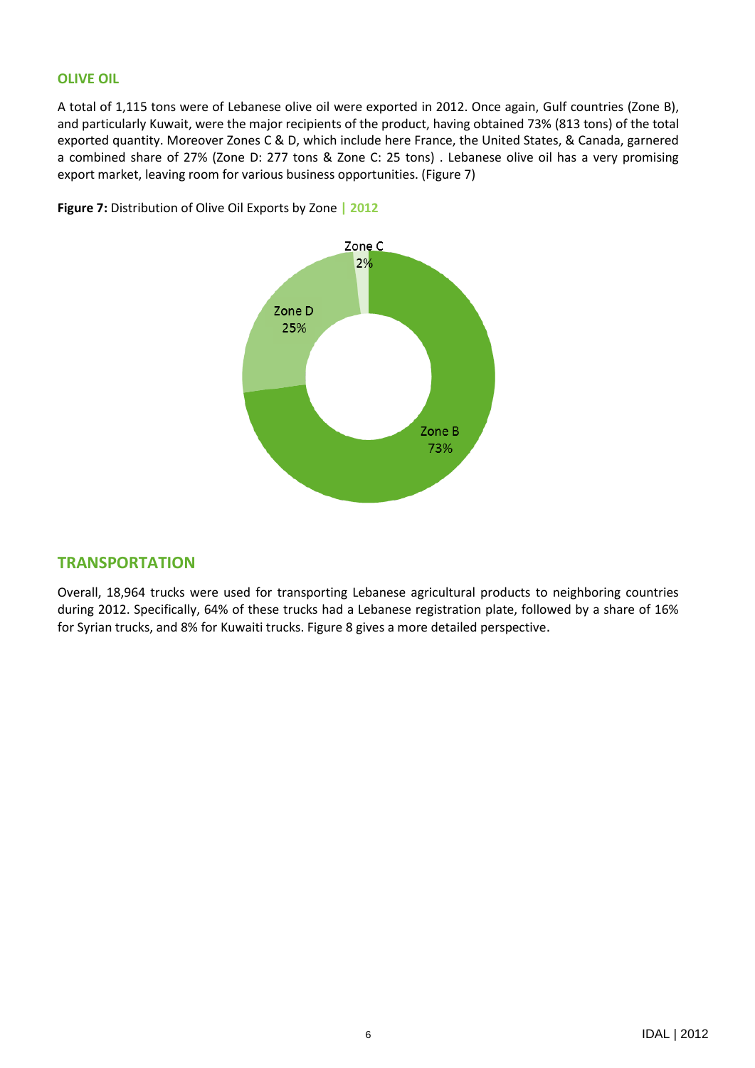## OLIVE OIL

A total of 1,115 tons were of Lebanese olive oil were exported in 2012. Once again, Gulf countries (Zone B), and particularly Kuwait, were the major recipients of the product, having obtained 73% (813 tons) of the total exported quantity. Moreover Zones C & D, which include here France, the United States, & Canada, garnered a combined share of 27% (Zone D: 277 tons & Zone C: 25 tons) . Lebanese olive oil has a very promising export market, leaving room for various business opportunities. (Figure 7)

**Figure 7:** Distribution of Olive Oil Exports by Zone **| 2012**

Zone C 2%

Zone D 25%

Zone B 73%

## TRANSPORTATION

Overall, 18,964 trucks were used for transporting Lebanese agricultural products to neighboring countries during 2012. Specifically, 64% of these trucks had a Lebanese registration plate, followed by a share of 16% for Syrian trucks, and 8% for Kuwaiti trucks. Figure 8 gives a more detailed perspective.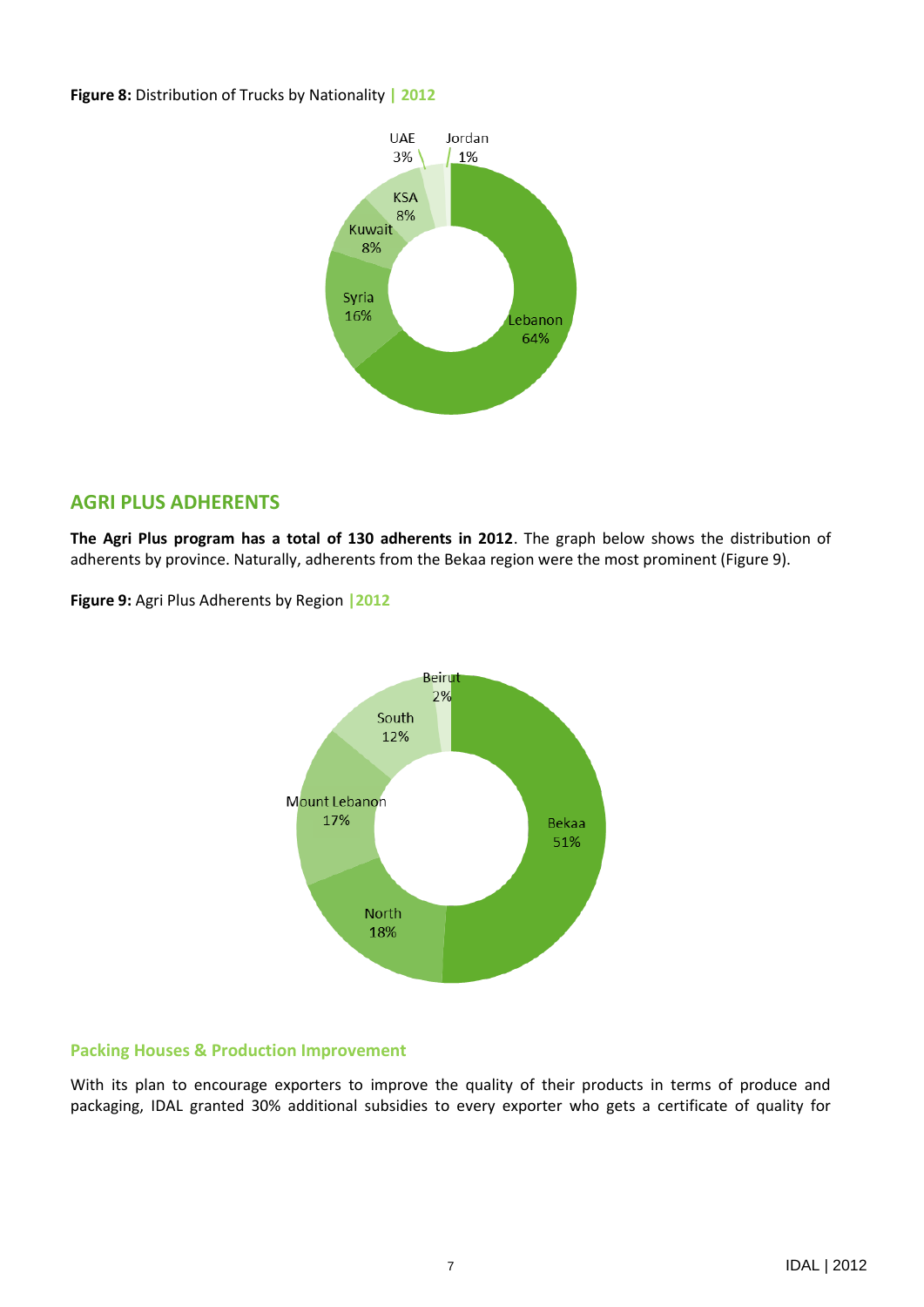**Figure 8:** Distribution of Trucks by Nationality **| 2012**

UAE 3%

Jordan 1%

KSA 8%

Kuwait 8%

Syria 16%

Lebanon 64%

## AGRI PLUS ADHERENTS

**The Agri Plus program has a total of 130 adherents in 2012**. The graph below shows the distribution of adherents by province. Naturally, adherents from the Bekaa region were the most prominent (Figure 9).

**Figure 9:** Agri Plus Adherents by Region **|2012**

Beirut 2%

South 12%

Mount Lebanon 17%

Bekaa 51%

North 18%

### Packing Houses & Production Improvement

With its plan to encourage exporters to improve the quality of their products in terms of produce and packaging, IDAL granted 30% additional subsidies to every exporter who gets a certificate of quality for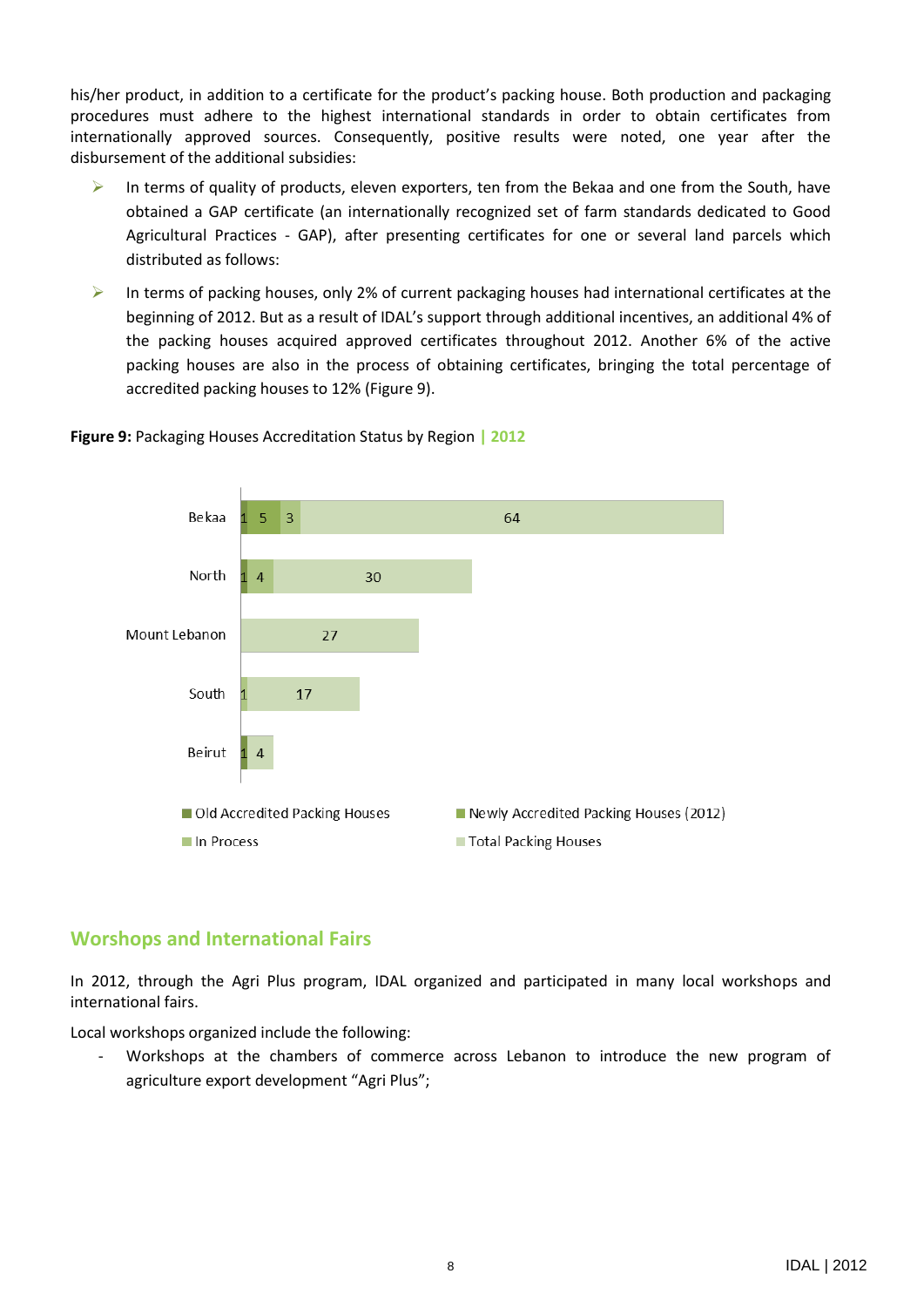his/her product, in addition to a certificate for the product's packing house. Both production and packaging procedures must adhere to the highest international standards in order to obtain certificates from internationally approved sources. Consequently, positive results were noted, one year after the disbursement of the additional subsidies:

- In terms of quality of products, eleven exporters, ten from the Bekaa and one from the South, have obtained a GAP certificate (an internationally recognized set of farm standards dedicated to Good Agricultural Practices - GAP), after presenting certificates for one or several land parcels which distributed as follows:
- In terms of packing houses, only 2% of current packaging houses had international certificates at the beginning of 2012. But as a result of IDAL's support through additional incentives, an additional 4% of the packing houses acquired approved certificates throughout 2012. Another 6% of the active packing houses are also in the process of obtaining certificates, bringing the total percentage of accredited packing houses to 12% (Figure 9).

**Figure 9:** Packaging Houses Accreditation Status by Region | 2012

| Region | Old Accredited Packing Houses | Newly Accredited Packing Houses (2012) | In Process | Total Packing Houses |
|---|---|---|---|---|
| Bekaa | 1 | 5 | 3 | 64 |
| North | 1 | | 4 | 30 |
| Mount Lebanon | | | | 27 |
| South | | | 1 | 17 |
| Beirut | 1 | | | 4 |

## Worshops and International Fairs

In 2012, through the Agri Plus program, IDAL organized and participated in many local workshops and international fairs.

Local workshops organized include the following:

- Workshops at the chambers of commerce across Lebanon to introduce the new program of agriculture export development "Agri Plus";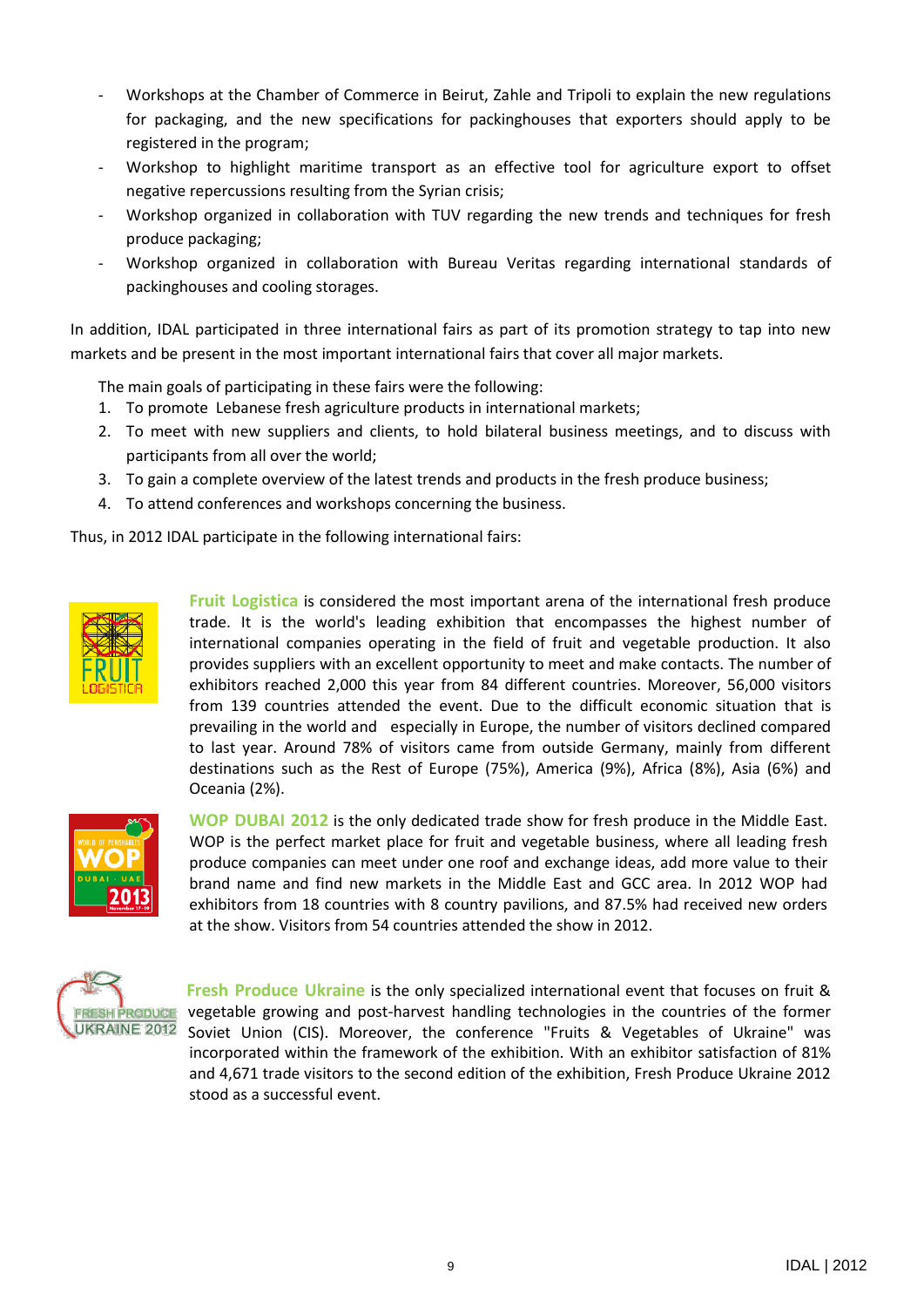- Workshops at the Chamber of Commerce in Beirut, Zahle and Tripoli to explain the new regulations for packaging, and the new specifications for packinghouses that exporters should apply to be registered in the program;
- Workshop to highlight maritime transport as an effective tool for agriculture export to offset negative repercussions resulting from the Syrian crisis;
- Workshop organized in collaboration with TUV regarding the new trends and techniques for fresh produce packaging;
- Workshop organized in collaboration with Bureau Veritas regarding international standards of packinghouses and cooling storages.

In addition, IDAL participated in three international fairs as part of its promotion strategy to tap into new markets and be present in the most important international fairs that cover all major markets.

The main goals of participating in these fairs were the following:

1. To promote Lebanese fresh agriculture products in international markets;
2. To meet with new suppliers and clients, to hold bilateral business meetings, and to discuss with participants from all over the world;
3. To gain a complete overview of the latest trends and products in the fresh produce business;
4. To attend conferences and workshops concerning the business.

Thus, in 2012 IDAL participate in the following international fairs:

**Fruit Logistica** is considered the most important arena of the international fresh produce trade. It is the world's leading exhibition that encompasses the highest number of international companies operating in the field of fruit and vegetable production. It also provides suppliers with an excellent opportunity to meet and make contacts. The number of exhibitors reached 2,000 this year from 84 different countries. Moreover, 56,000 visitors from 139 countries attended the event. Due to the difficult economic situation that is prevailing in the world and especially in Europe, the number of visitors declined compared to last year. Around 78% of visitors came from outside Germany, mainly from different destinations such as the Rest of Europe (75%), America (9%), Africa (8%), Asia (6%) and Oceania (2%).

**WOP DUBAI 2012** is the only dedicated trade show for fresh produce in the Middle East. WOP is the perfect market place for fruit and vegetable business, where all leading fresh produce companies can meet under one roof and exchange ideas, add more value to their brand name and find new markets in the Middle East and GCC area. In 2012 WOP had exhibitors from 18 countries with 8 country pavilions, and 87.5% had received new orders at the show. Visitors from 54 countries attended the show in 2012.

**Fresh Produce Ukraine** is the only specialized international event that focuses on fruit & vegetable growing and post-harvest handling technologies in the countries of the former Soviet Union (CIS). Moreover, the conference "Fruits & Vegetables of Ukraine" was incorporated within the framework of the exhibition. With an exhibitor satisfaction of 81% and 4,671 trade visitors to the second edition of the exhibition, Fresh Produce Ukraine 2012 stood as a successful event.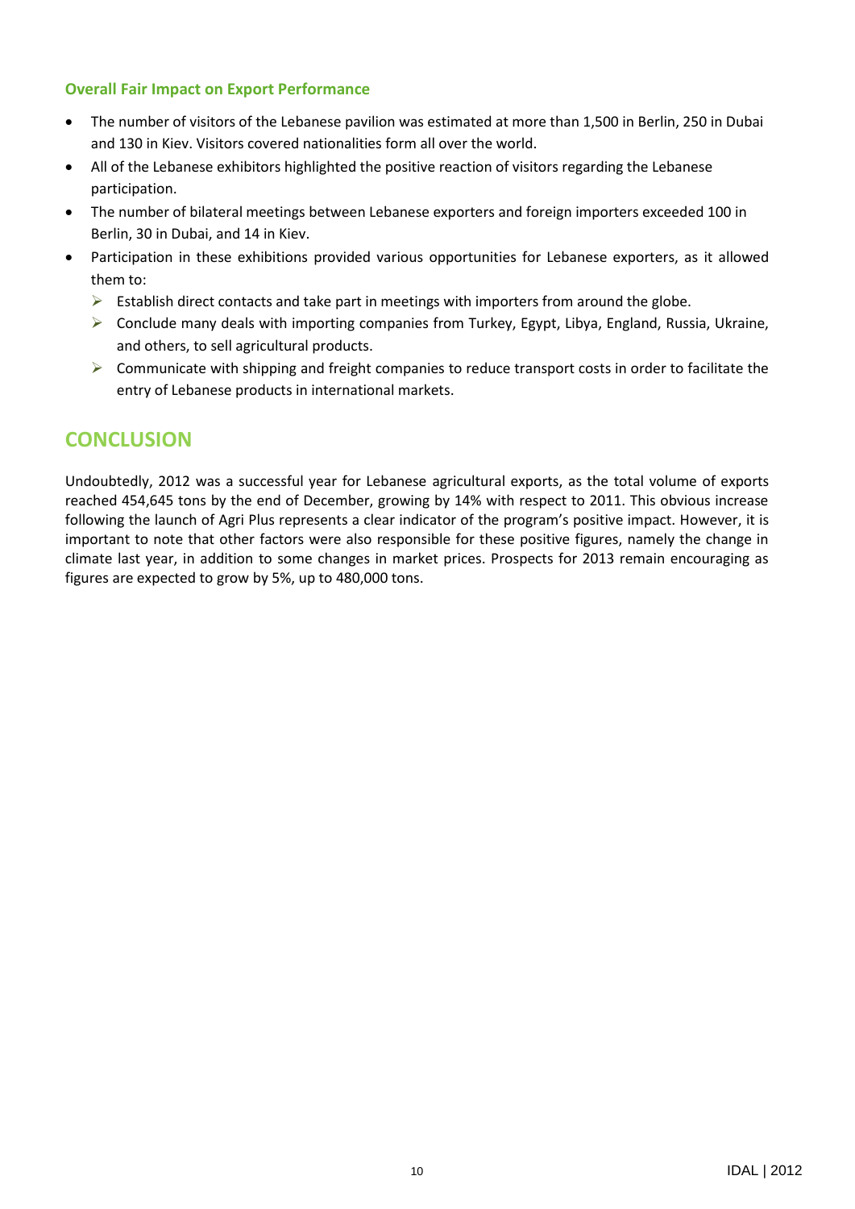### Overall Fair Impact on Export Performance

- The number of visitors of the Lebanese pavilion was estimated at more than 1,500 in Berlin, 250 in Dubai and 130 in Kiev. Visitors covered nationalities form all over the world.
- All of the Lebanese exhibitors highlighted the positive reaction of visitors regarding the Lebanese participation.
- The number of bilateral meetings between Lebanese exporters and foreign importers exceeded 100 in Berlin, 30 in Dubai, and 14 in Kiev.
- Participation in these exhibitions provided various opportunities for Lebanese exporters, as it allowed them to:
  - Establish direct contacts and take part in meetings with importers from around the globe.
  - Conclude many deals with importing companies from Turkey, Egypt, Libya, England, Russia, Ukraine, and others, to sell agricultural products.
  - Communicate with shipping and freight companies to reduce transport costs in order to facilitate the entry of Lebanese products in international markets.

## CONCLUSION

Undoubtedly, 2012 was a successful year for Lebanese agricultural exports, as the total volume of exports reached 454,645 tons by the end of December, growing by 14% with respect to 2011. This obvious increase following the launch of Agri Plus represents a clear indicator of the program's positive impact. However, it is important to note that other factors were also responsible for these positive figures, namely the change in climate last year, in addition to some changes in market prices. Prospects for 2013 remain encouraging as figures are expected to grow by 5%, up to 480,000 tons.